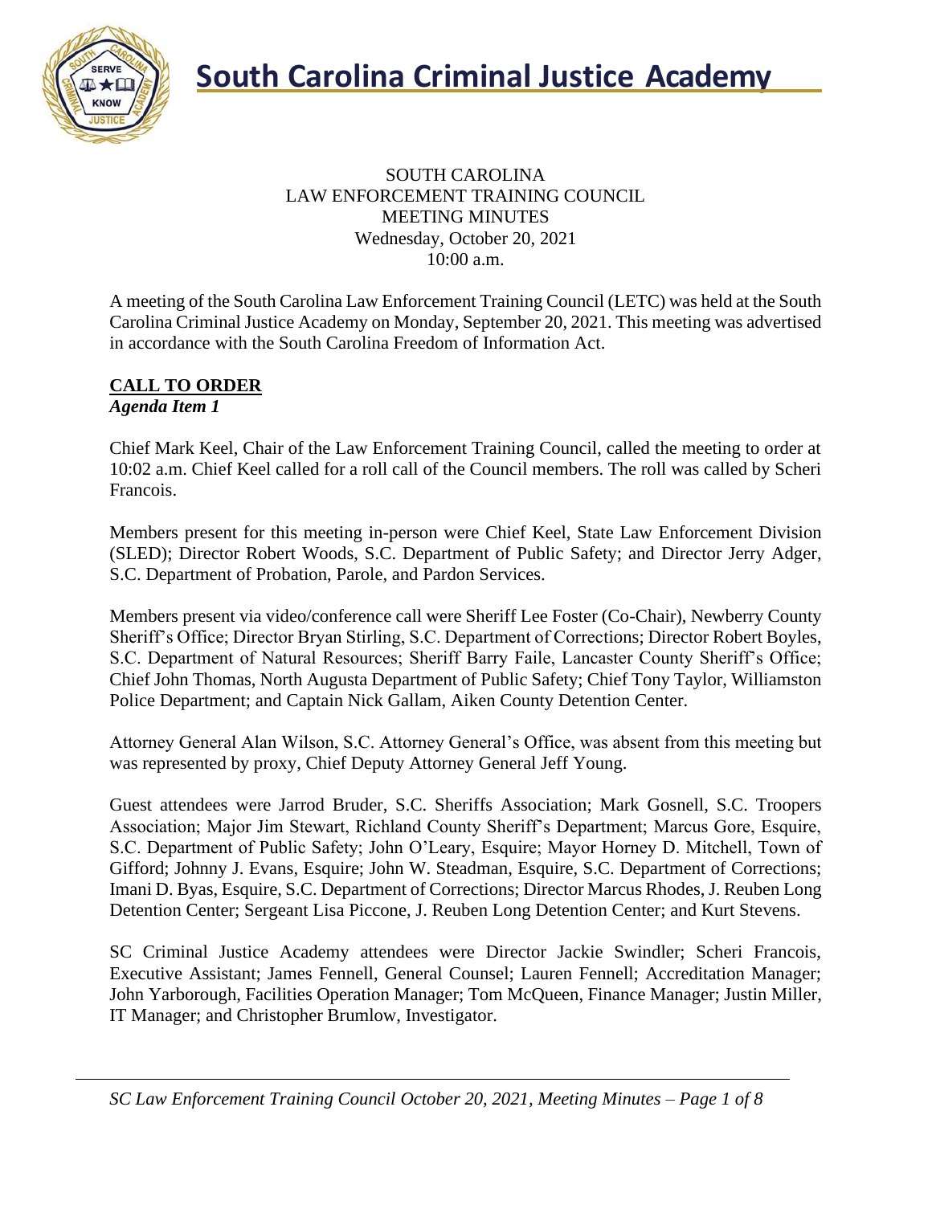# South Carolina Criminal Justice Academy

SOUTH CAROLINA
LAW ENFORCEMENT TRAINING COUNCIL
MEETING MINUTES
Wednesday, October 20, 2021
10:00 a.m.

A meeting of the South Carolina Law Enforcement Training Council (LETC) was held at the South Carolina Criminal Justice Academy on Monday, September 20, 2021. This meeting was advertised in accordance with the South Carolina Freedom of Information Act.

## CALL TO ORDER

***Agenda Item 1***

Chief Mark Keel, Chair of the Law Enforcement Training Council, called the meeting to order at 10:02 a.m. Chief Keel called for a roll call of the Council members. The roll was called by Scheri Francois.

Members present for this meeting in-person were Chief Keel, State Law Enforcement Division (SLED); Director Robert Woods, S.C. Department of Public Safety; and Director Jerry Adger, S.C. Department of Probation, Parole, and Pardon Services.

Members present via video/conference call were Sheriff Lee Foster (Co-Chair), Newberry County Sheriff's Office; Director Bryan Stirling, S.C. Department of Corrections; Director Robert Boyles, S.C. Department of Natural Resources; Sheriff Barry Faile, Lancaster County Sheriff's Office; Chief John Thomas, North Augusta Department of Public Safety; Chief Tony Taylor, Williamston Police Department; and Captain Nick Gallam, Aiken County Detention Center.

Attorney General Alan Wilson, S.C. Attorney General's Office, was absent from this meeting but was represented by proxy, Chief Deputy Attorney General Jeff Young.

Guest attendees were Jarrod Bruder, S.C. Sheriffs Association; Mark Gosnell, S.C. Troopers Association; Major Jim Stewart, Richland County Sheriff's Department; Marcus Gore, Esquire, S.C. Department of Public Safety; John O'Leary, Esquire; Mayor Horney D. Mitchell, Town of Gifford; Johnny J. Evans, Esquire; John W. Steadman, Esquire, S.C. Department of Corrections; Imani D. Byas, Esquire, S.C. Department of Corrections; Director Marcus Rhodes, J. Reuben Long Detention Center; Sergeant Lisa Piccone, J. Reuben Long Detention Center; and Kurt Stevens.

SC Criminal Justice Academy attendees were Director Jackie Swindler; Scheri Francois, Executive Assistant; James Fennell, General Counsel; Lauren Fennell; Accreditation Manager; John Yarborough, Facilities Operation Manager; Tom McQueen, Finance Manager; Justin Miller, IT Manager; and Christopher Brumlow, Investigator.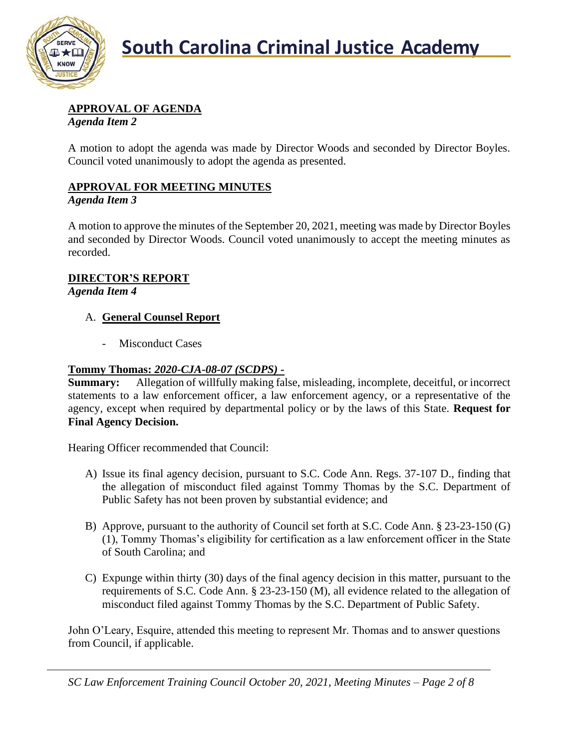**APPROVAL OF AGENDA**
*Agenda Item 2*

A motion to adopt the agenda was made by Director Woods and seconded by Director Boyles. Council voted unanimously to adopt the agenda as presented.

**APPROVAL FOR MEETING MINUTES**
*Agenda Item 3*

A motion to approve the minutes of the September 20, 2021, meeting was made by Director Boyles and seconded by Director Woods. Council voted unanimously to accept the meeting minutes as recorded.

**DIRECTOR'S REPORT**
*Agenda Item 4*

A. **General Counsel Report**

- Misconduct Cases

**Tommy Thomas: *2020-CJA-08-07 (SCDPS)* -**
**Summary:** Allegation of willfully making false, misleading, incomplete, deceitful, or incorrect statements to a law enforcement officer, a law enforcement agency, or a representative of the agency, except when required by departmental policy or by the laws of this State. **Request for Final Agency Decision.**

Hearing Officer recommended that Council:

A) Issue its final agency decision, pursuant to S.C. Code Ann. Regs. 37-107 D., finding that the allegation of misconduct filed against Tommy Thomas by the S.C. Department of Public Safety has not been proven by substantial evidence; and

B) Approve, pursuant to the authority of Council set forth at S.C. Code Ann. § 23-23-150 (G) (1), Tommy Thomas's eligibility for certification as a law enforcement officer in the State of South Carolina; and

C) Expunge within thirty (30) days of the final agency decision in this matter, pursuant to the requirements of S.C. Code Ann. § 23-23-150 (M), all evidence related to the allegation of misconduct filed against Tommy Thomas by the S.C. Department of Public Safety.

John O'Leary, Esquire, attended this meeting to represent Mr. Thomas and to answer questions from Council, if applicable.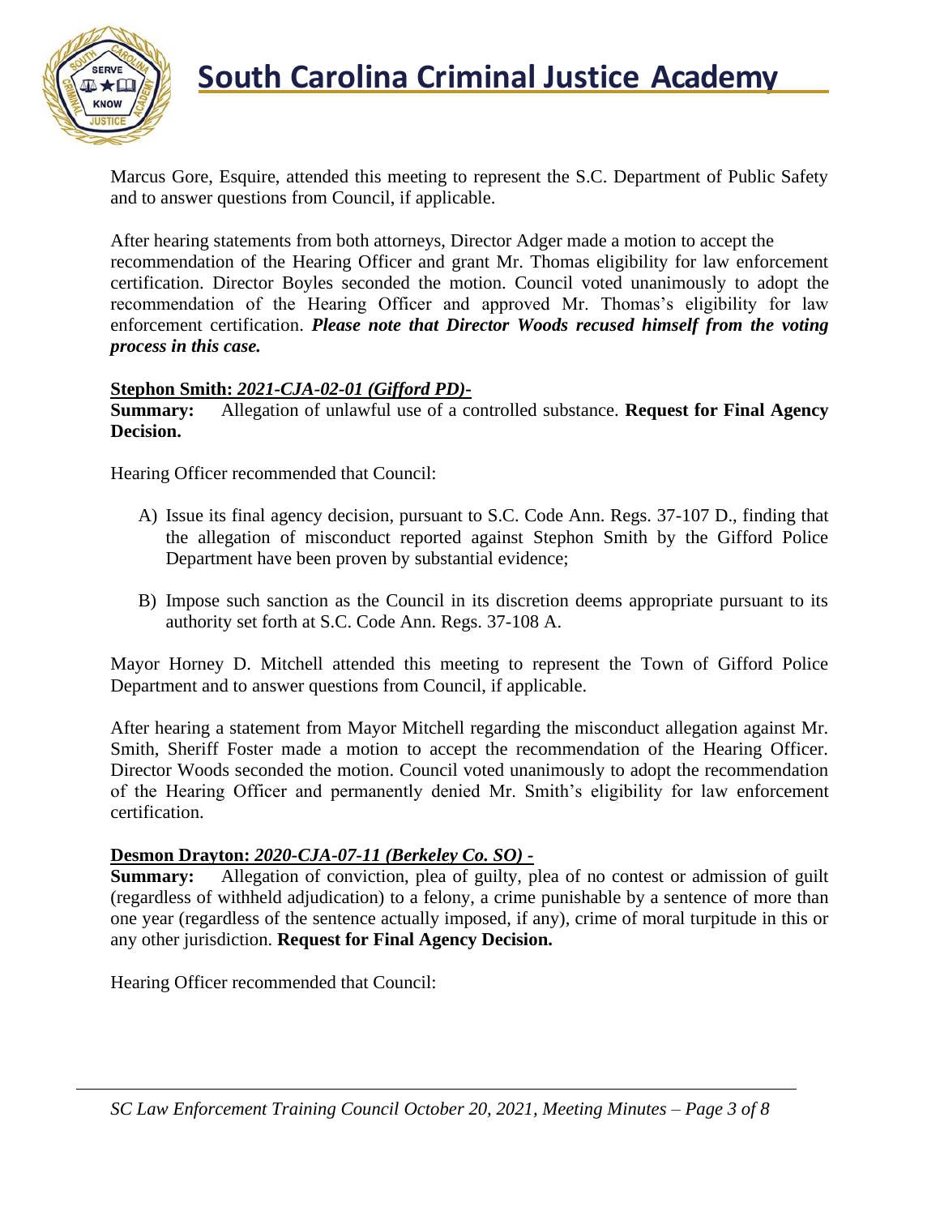Marcus Gore, Esquire, attended this meeting to represent the S.C. Department of Public Safety and to answer questions from Council, if applicable.

After hearing statements from both attorneys, Director Adger made a motion to accept the recommendation of the Hearing Officer and grant Mr. Thomas eligibility for law enforcement certification. Director Boyles seconded the motion. Council voted unanimously to adopt the recommendation of the Hearing Officer and approved Mr. Thomas's eligibility for law enforcement certification. ***Please note that Director Woods recused himself from the voting process in this case.***

**Stephon Smith: *2021-CJA-02-01 (Gifford PD)-***

**Summary:** Allegation of unlawful use of a controlled substance. **Request for Final Agency Decision.**

Hearing Officer recommended that Council:

A) Issue its final agency decision, pursuant to S.C. Code Ann. Regs. 37-107 D., finding that the allegation of misconduct reported against Stephon Smith by the Gifford Police Department have been proven by substantial evidence;

B) Impose such sanction as the Council in its discretion deems appropriate pursuant to its authority set forth at S.C. Code Ann. Regs. 37-108 A.

Mayor Horney D. Mitchell attended this meeting to represent the Town of Gifford Police Department and to answer questions from Council, if applicable.

After hearing a statement from Mayor Mitchell regarding the misconduct allegation against Mr. Smith, Sheriff Foster made a motion to accept the recommendation of the Hearing Officer. Director Woods seconded the motion. Council voted unanimously to adopt the recommendation of the Hearing Officer and permanently denied Mr. Smith's eligibility for law enforcement certification.

**Desmon Drayton: *2020-CJA-07-11 (Berkeley Co. SO) -***

**Summary:** Allegation of conviction, plea of guilty, plea of no contest or admission of guilt (regardless of withheld adjudication) to a felony, a crime punishable by a sentence of more than one year (regardless of the sentence actually imposed, if any), crime of moral turpitude in this or any other jurisdiction. **Request for Final Agency Decision.**

Hearing Officer recommended that Council: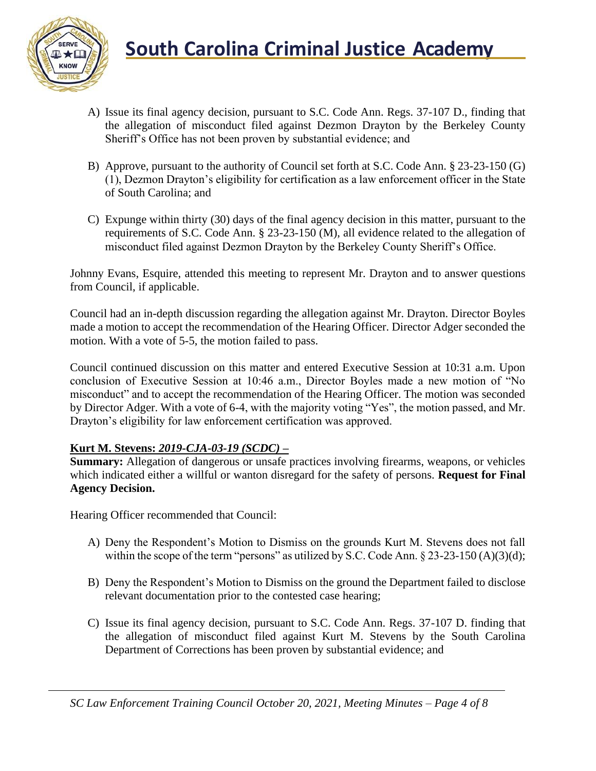A) Issue its final agency decision, pursuant to S.C. Code Ann. Regs. 37-107 D., finding that the allegation of misconduct filed against Dezmon Drayton by the Berkeley County Sheriff's Office has not been proven by substantial evidence; and

B) Approve, pursuant to the authority of Council set forth at S.C. Code Ann. § 23-23-150 (G) (1), Dezmon Drayton's eligibility for certification as a law enforcement officer in the State of South Carolina; and

C) Expunge within thirty (30) days of the final agency decision in this matter, pursuant to the requirements of S.C. Code Ann. § 23-23-150 (M), all evidence related to the allegation of misconduct filed against Dezmon Drayton by the Berkeley County Sheriff's Office.

Johnny Evans, Esquire, attended this meeting to represent Mr. Drayton and to answer questions from Council, if applicable.

Council had an in-depth discussion regarding the allegation against Mr. Drayton. Director Boyles made a motion to accept the recommendation of the Hearing Officer. Director Adger seconded the motion. With a vote of 5-5, the motion failed to pass.

Council continued discussion on this matter and entered Executive Session at 10:31 a.m. Upon conclusion of Executive Session at 10:46 a.m., Director Boyles made a new motion of "No misconduct" and to accept the recommendation of the Hearing Officer. The motion was seconded by Director Adger. With a vote of 6-4, with the majority voting "Yes", the motion passed, and Mr. Drayton's eligibility for law enforcement certification was approved.

**Kurt M. Stevens: *2019-CJA-03-19 (SCDC)* –**

**Summary:** Allegation of dangerous or unsafe practices involving firearms, weapons, or vehicles which indicated either a willful or wanton disregard for the safety of persons. **Request for Final Agency Decision.**

Hearing Officer recommended that Council:

A) Deny the Respondent's Motion to Dismiss on the grounds Kurt M. Stevens does not fall within the scope of the term "persons" as utilized by S.C. Code Ann. § 23-23-150 (A)(3)(d);

B) Deny the Respondent's Motion to Dismiss on the ground the Department failed to disclose relevant documentation prior to the contested case hearing;

C) Issue its final agency decision, pursuant to S.C. Code Ann. Regs. 37-107 D. finding that the allegation of misconduct filed against Kurt M. Stevens by the South Carolina Department of Corrections has been proven by substantial evidence; and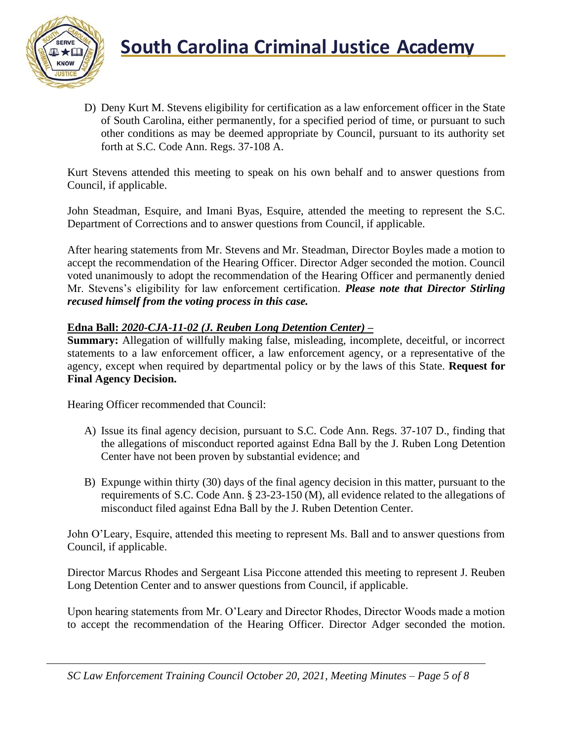D) Deny Kurt M. Stevens eligibility for certification as a law enforcement officer in the State of South Carolina, either permanently, for a specified period of time, or pursuant to such other conditions as may be deemed appropriate by Council, pursuant to its authority set forth at S.C. Code Ann. Regs. 37-108 A.

Kurt Stevens attended this meeting to speak on his own behalf and to answer questions from Council, if applicable.

John Steadman, Esquire, and Imani Byas, Esquire, attended the meeting to represent the S.C. Department of Corrections and to answer questions from Council, if applicable.

After hearing statements from Mr. Stevens and Mr. Steadman, Director Boyles made a motion to accept the recommendation of the Hearing Officer. Director Adger seconded the motion. Council voted unanimously to adopt the recommendation of the Hearing Officer and permanently denied Mr. Stevens's eligibility for law enforcement certification. ***Please note that Director Stirling recused himself from the voting process in this case.***

**Edna Ball: *2020-CJA-11-02 (J. Reuben Long Detention Center) –***

**Summary:** Allegation of willfully making false, misleading, incomplete, deceitful, or incorrect statements to a law enforcement officer, a law enforcement agency, or a representative of the agency, except when required by departmental policy or by the laws of this State. **Request for Final Agency Decision.**

Hearing Officer recommended that Council:

A) Issue its final agency decision, pursuant to S.C. Code Ann. Regs. 37-107 D., finding that the allegations of misconduct reported against Edna Ball by the J. Ruben Long Detention Center have not been proven by substantial evidence; and

B) Expunge within thirty (30) days of the final agency decision in this matter, pursuant to the requirements of S.C. Code Ann. § 23-23-150 (M), all evidence related to the allegations of misconduct filed against Edna Ball by the J. Ruben Detention Center.

John O'Leary, Esquire, attended this meeting to represent Ms. Ball and to answer questions from Council, if applicable.

Director Marcus Rhodes and Sergeant Lisa Piccone attended this meeting to represent J. Reuben Long Detention Center and to answer questions from Council, if applicable.

Upon hearing statements from Mr. O'Leary and Director Rhodes, Director Woods made a motion to accept the recommendation of the Hearing Officer. Director Adger seconded the motion.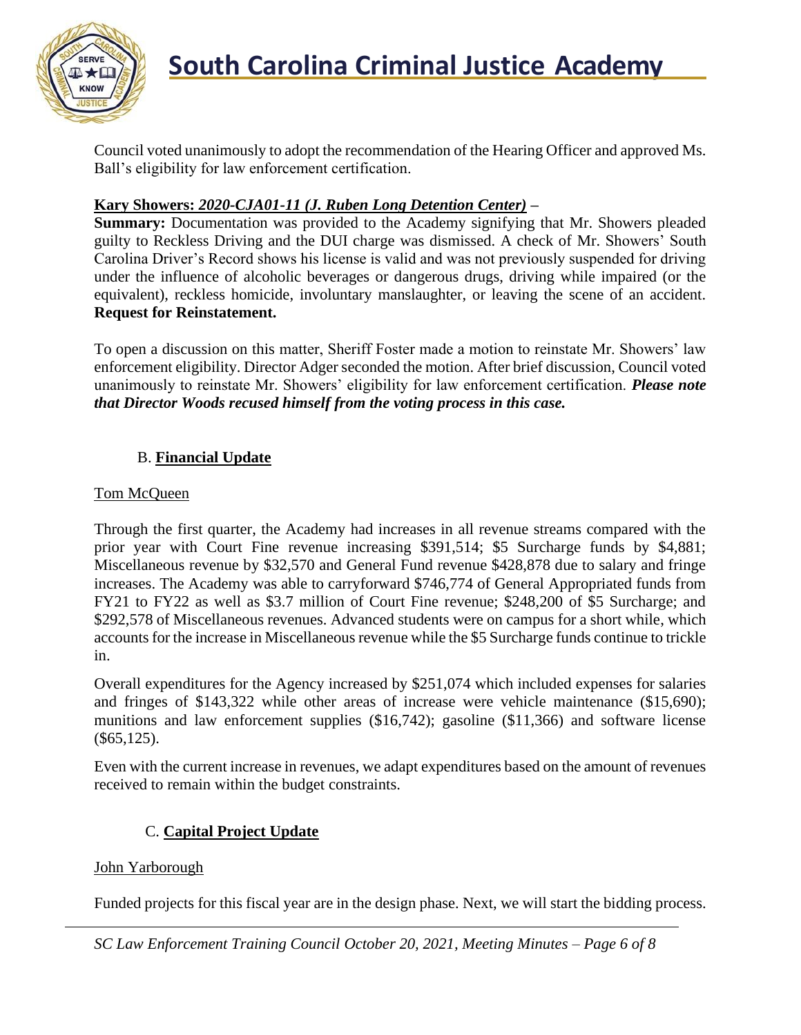Council voted unanimously to adopt the recommendation of the Hearing Officer and approved Ms. Ball's eligibility for law enforcement certification.

**Kary Showers: *2020-CJA01-11 (J. Ruben Long Detention Center)* –**
**Summary:** Documentation was provided to the Academy signifying that Mr. Showers pleaded guilty to Reckless Driving and the DUI charge was dismissed. A check of Mr. Showers' South Carolina Driver's Record shows his license is valid and was not previously suspended for driving under the influence of alcoholic beverages or dangerous drugs, driving while impaired (or the equivalent), reckless homicide, involuntary manslaughter, or leaving the scene of an accident. **Request for Reinstatement.**

To open a discussion on this matter, Sheriff Foster made a motion to reinstate Mr. Showers' law enforcement eligibility. Director Adger seconded the motion. After brief discussion, Council voted unanimously to reinstate Mr. Showers' eligibility for law enforcement certification. ***Please note that Director Woods recused himself from the voting process in this case.***

## B. Financial Update

Tom McQueen

Through the first quarter, the Academy had increases in all revenue streams compared with the prior year with Court Fine revenue increasing $391,514; $5 Surcharge funds by $4,881; Miscellaneous revenue by $32,570 and General Fund revenue $428,878 due to salary and fringe increases. The Academy was able to carryforward $746,774 of General Appropriated funds from FY21 to FY22 as well as $3.7 million of Court Fine revenue; $248,200 of $5 Surcharge; and $292,578 of Miscellaneous revenues. Advanced students were on campus for a short while, which accounts for the increase in Miscellaneous revenue while the $5 Surcharge funds continue to trickle in.

Overall expenditures for the Agency increased by $251,074 which included expenses for salaries and fringes of $143,322 while other areas of increase were vehicle maintenance ($15,690); munitions and law enforcement supplies ($16,742); gasoline ($11,366) and software license ($65,125).

Even with the current increase in revenues, we adapt expenditures based on the amount of revenues received to remain within the budget constraints.

## C. Capital Project Update

John Yarborough

Funded projects for this fiscal year are in the design phase. Next, we will start the bidding process.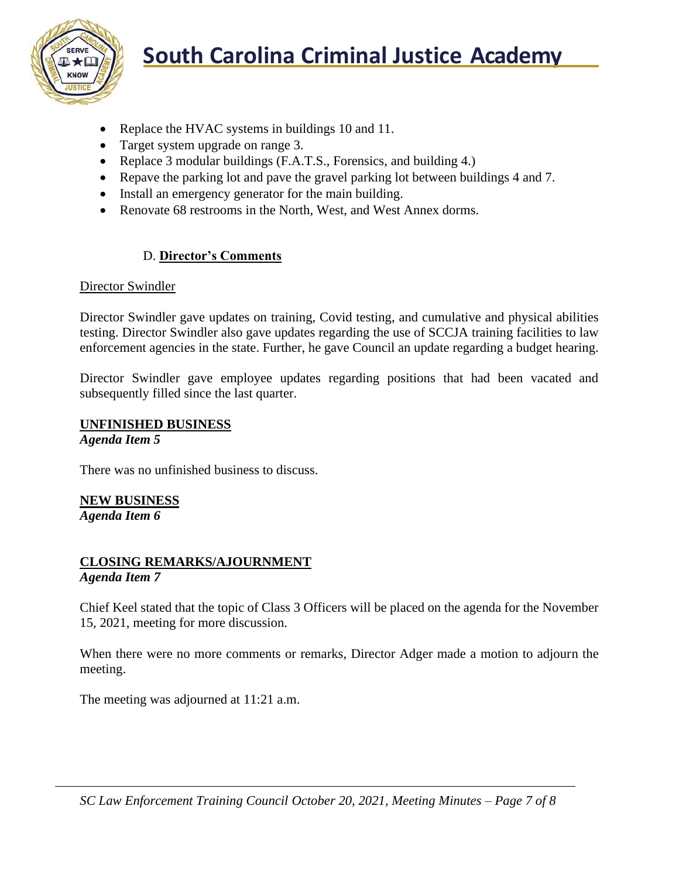- Replace the HVAC systems in buildings 10 and 11.
- Target system upgrade on range 3.
- Replace 3 modular buildings (F.A.T.S., Forensics, and building 4.)
- Repave the parking lot and pave the gravel parking lot between buildings 4 and 7.
- Install an emergency generator for the main building.
- Renovate 68 restrooms in the North, West, and West Annex dorms.

### D. Director's Comments

Director Swindler

Director Swindler gave updates on training, Covid testing, and cumulative and physical abilities testing. Director Swindler also gave updates regarding the use of SCCJA training facilities to law enforcement agencies in the state. Further, he gave Council an update regarding a budget hearing.

Director Swindler gave employee updates regarding positions that had been vacated and subsequently filled since the last quarter.

## UNFINISHED BUSINESS

***Agenda Item 5***

There was no unfinished business to discuss.

## NEW BUSINESS

***Agenda Item 6***

## CLOSING REMARKS/AJOURNMENT

***Agenda Item 7***

Chief Keel stated that the topic of Class 3 Officers will be placed on the agenda for the November 15, 2021, meeting for more discussion.

When there were no more comments or remarks, Director Adger made a motion to adjourn the meeting.

The meeting was adjourned at 11:21 a.m.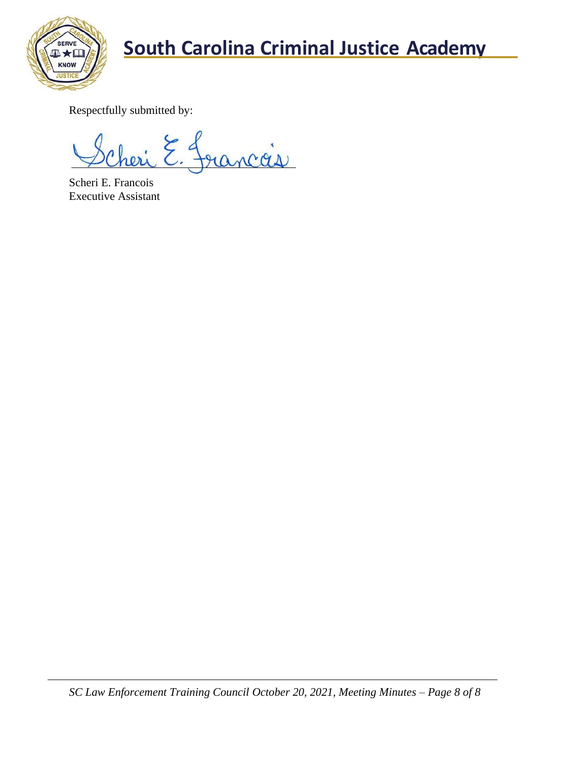Respectfully submitted by:

Scheri E. Francois

Scheri E. Francois
Executive Assistant